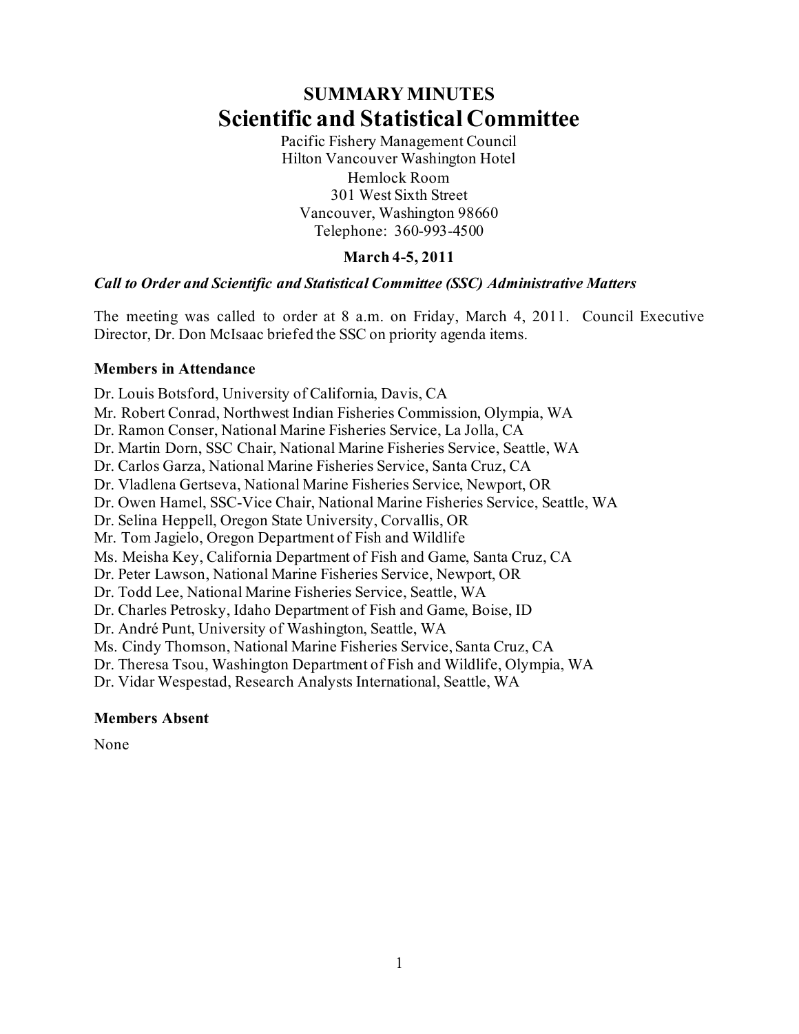# SUMMARY MINUTES

# Scientific and Statistical Committee

Pacific Fishery Management Council
Hilton Vancouver Washington Hotel
Hemlock Room
301 West Sixth Street
Vancouver, Washington 98660
Telephone: 360-993-4500

**March 4-5, 2011**

### *Call to Order and Scientific and Statistical Committee (SSC) Administrative Matters*

The meeting was called to order at 8 a.m. on Friday, March 4, 2011. Council Executive Director, Dr. Don McIsaac briefed the SSC on priority agenda items.

**Members in Attendance**

Dr. Louis Botsford, University of California, Davis, CA
Mr. Robert Conrad, Northwest Indian Fisheries Commission, Olympia, WA
Dr. Ramon Conser, National Marine Fisheries Service, La Jolla, CA
Dr. Martin Dorn, SSC Chair, National Marine Fisheries Service, Seattle, WA
Dr. Carlos Garza, National Marine Fisheries Service, Santa Cruz, CA
Dr. Vladlena Gertseva, National Marine Fisheries Service, Newport, OR
Dr. Owen Hamel, SSC-Vice Chair, National Marine Fisheries Service, Seattle, WA
Dr. Selina Heppell, Oregon State University, Corvallis, OR
Mr. Tom Jagielo, Oregon Department of Fish and Wildlife
Ms. Meisha Key, California Department of Fish and Game, Santa Cruz, CA
Dr. Peter Lawson, National Marine Fisheries Service, Newport, OR
Dr. Todd Lee, National Marine Fisheries Service, Seattle, WA
Dr. Charles Petrosky, Idaho Department of Fish and Game, Boise, ID
Dr. André Punt, University of Washington, Seattle, WA
Ms. Cindy Thomson, National Marine Fisheries Service, Santa Cruz, CA
Dr. Theresa Tsou, Washington Department of Fish and Wildlife, Olympia, WA
Dr. Vidar Wespestad, Research Analysts International, Seattle, WA

**Members Absent**

None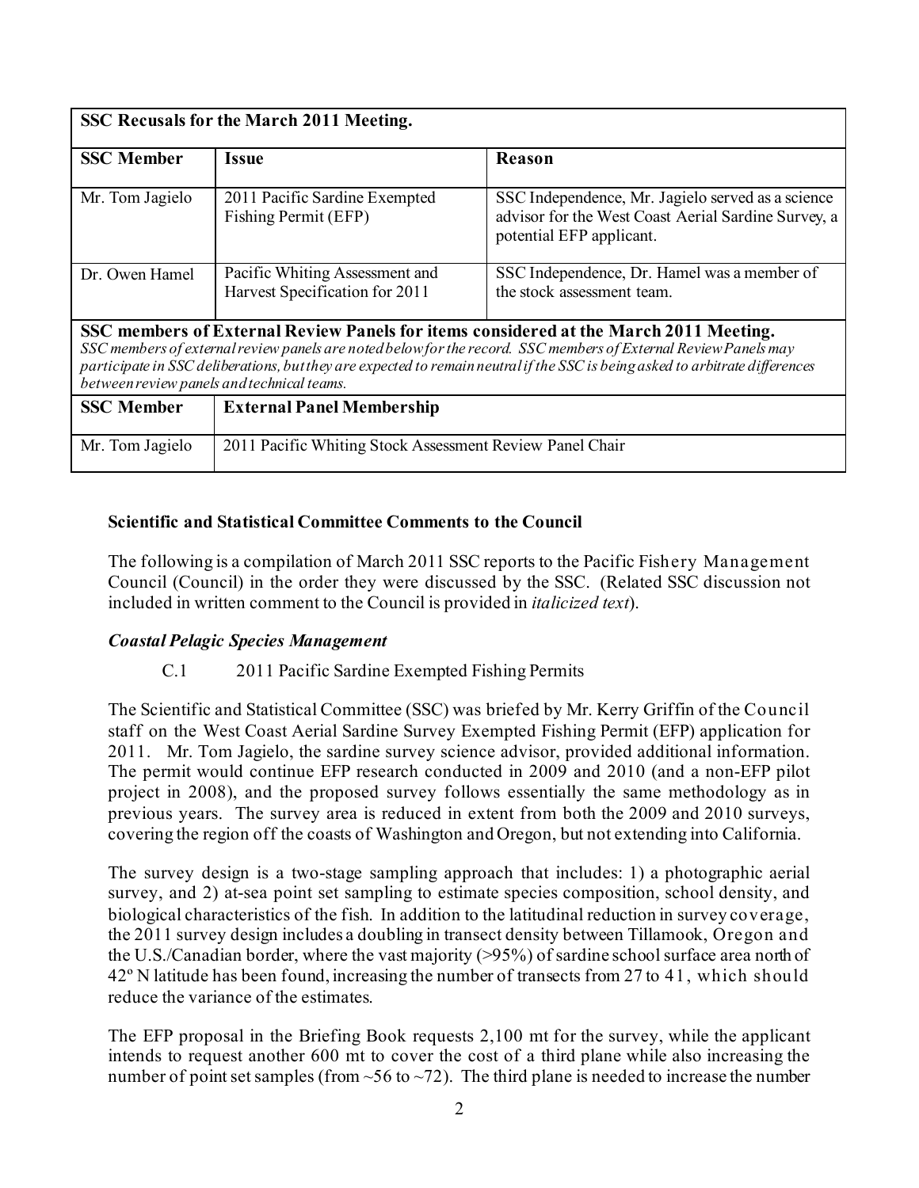| SSC Recusals for the March 2011 Meeting. | | |
|---|---|---|
| **SSC Member** | **Issue** | **Reason** |
| Mr. Tom Jagielo | 2011 Pacific Sardine Exempted Fishing Permit (EFP) | SSC Independence, Mr. Jagielo served as a science advisor for the West Coast Aerial Sardine Survey, a potential EFP applicant. |
| Dr. Owen Hamel | Pacific Whiting Assessment and Harvest Specification for 2011 | SSC Independence, Dr. Hamel was a member of the stock assessment team. |

**SSC members of External Review Panels for items considered at the March 2011 Meeting.**

*SSC members of external review panels are noted below for the record. SSC members of External Review Panels may participate in SSC deliberations, but they are expected to remain neutral if the SSC is being asked to arbitrate differences between review panels and technical teams.*

| SSC Member | External Panel Membership |
|---|---|
| Mr. Tom Jagielo | 2011 Pacific Whiting Stock Assessment Review Panel Chair |

**Scientific and Statistical Committee Comments to the Council**

The following is a compilation of March 2011 SSC reports to the Pacific Fishery Management Council (Council) in the order they were discussed by the SSC. (Related SSC discussion not included in written comment to the Council is provided in *italicized text*).

***Coastal Pelagic Species Management***

C.1 2011 Pacific Sardine Exempted Fishing Permits

The Scientific and Statistical Committee (SSC) was briefed by Mr. Kerry Griffin of the Council staff on the West Coast Aerial Sardine Survey Exempted Fishing Permit (EFP) application for 2011. Mr. Tom Jagielo, the sardine survey science advisor, provided additional information. The permit would continue EFP research conducted in 2009 and 2010 (and a non-EFP pilot project in 2008), and the proposed survey follows essentially the same methodology as in previous years. The survey area is reduced in extent from both the 2009 and 2010 surveys, covering the region off the coasts of Washington and Oregon, but not extending into California.

The survey design is a two-stage sampling approach that includes: 1) a photographic aerial survey, and 2) at-sea point set sampling to estimate species composition, school density, and biological characteristics of the fish. In addition to the latitudinal reduction in survey coverage, the 2011 survey design includes a doubling in transect density between Tillamook, Oregon and the U.S./Canadian border, where the vast majority (>95%) of sardine school surface area north of 42º N latitude has been found, increasing the number of transects from 27 to 41, which should reduce the variance of the estimates.

The EFP proposal in the Briefing Book requests 2,100 mt for the survey, while the applicant intends to request another 600 mt to cover the cost of a third plane while also increasing the number of point set samples (from ~56 to ~72). The third plane is needed to increase the number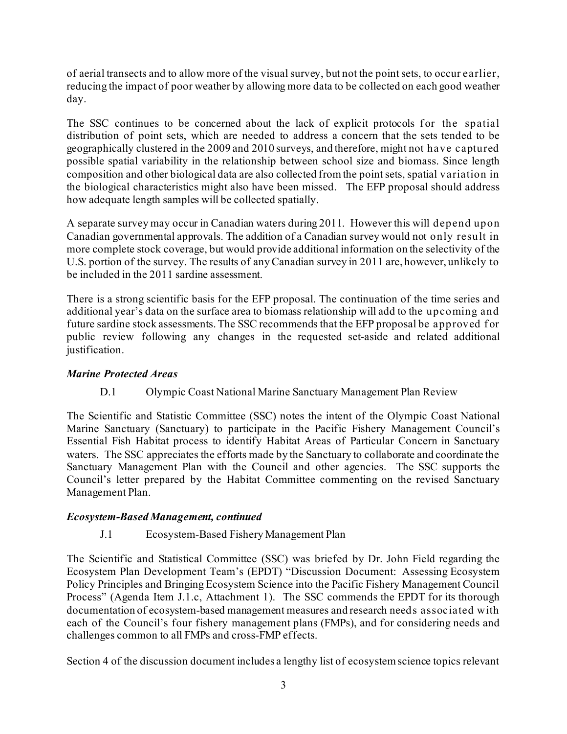of aerial transects and to allow more of the visual survey, but not the point sets, to occur earlier, reducing the impact of poor weather by allowing more data to be collected on each good weather day.

The SSC continues to be concerned about the lack of explicit protocols for the spatial distribution of point sets, which are needed to address a concern that the sets tended to be geographically clustered in the 2009 and 2010 surveys, and therefore, might not have captured possible spatial variability in the relationship between school size and biomass. Since length composition and other biological data are also collected from the point sets, spatial variation in the biological characteristics might also have been missed. The EFP proposal should address how adequate length samples will be collected spatially.

A separate survey may occur in Canadian waters during 2011. However this will depend upon Canadian governmental approvals. The addition of a Canadian survey would not only result in more complete stock coverage, but would provide additional information on the selectivity of the U.S. portion of the survey. The results of any Canadian survey in 2011 are, however, unlikely to be included in the 2011 sardine assessment.

There is a strong scientific basis for the EFP proposal. The continuation of the time series and additional year's data on the surface area to biomass relationship will add to the upcoming and future sardine stock assessments. The SSC recommends that the EFP proposal be approved for public review following any changes in the requested set-aside and related additional justification.

### *Marine Protected Areas*

D.1 Olympic Coast National Marine Sanctuary Management Plan Review

The Scientific and Statistic Committee (SSC) notes the intent of the Olympic Coast National Marine Sanctuary (Sanctuary) to participate in the Pacific Fishery Management Council's Essential Fish Habitat process to identify Habitat Areas of Particular Concern in Sanctuary waters. The SSC appreciates the efforts made by the Sanctuary to collaborate and coordinate the Sanctuary Management Plan with the Council and other agencies. The SSC supports the Council's letter prepared by the Habitat Committee commenting on the revised Sanctuary Management Plan.

### *Ecosystem-Based Management, continued*

J.1 Ecosystem-Based Fishery Management Plan

The Scientific and Statistical Committee (SSC) was briefed by Dr. John Field regarding the Ecosystem Plan Development Team's (EPDT) "Discussion Document: Assessing Ecosystem Policy Principles and Bringing Ecosystem Science into the Pacific Fishery Management Council Process" (Agenda Item J.1.c, Attachment 1). The SSC commends the EPDT for its thorough documentation of ecosystem-based management measures and research needs associated with each of the Council's four fishery management plans (FMPs), and for considering needs and challenges common to all FMPs and cross-FMP effects.

Section 4 of the discussion document includes a lengthy list of ecosystem science topics relevant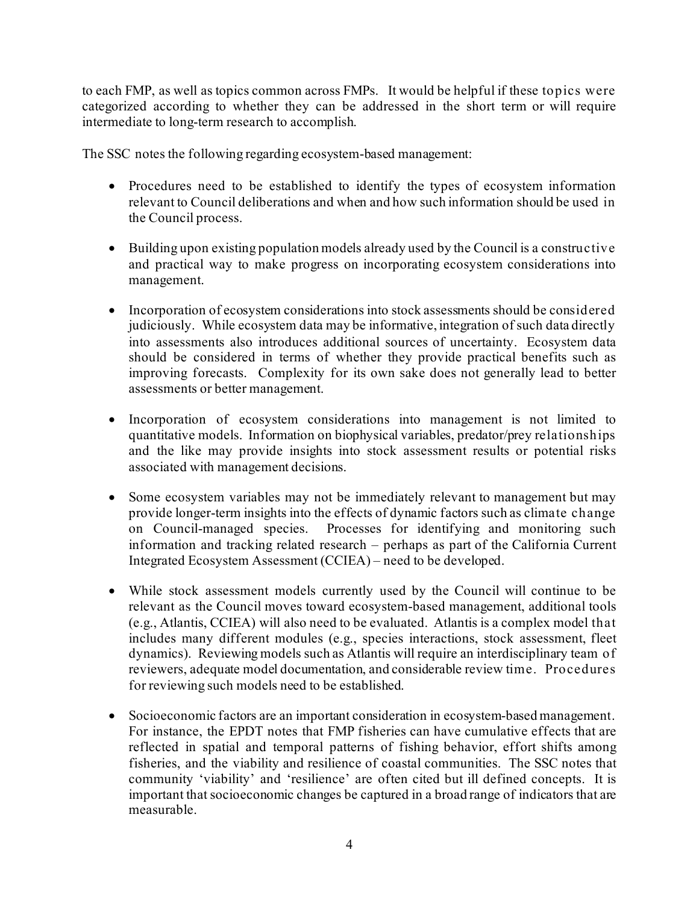to each FMP, as well as topics common across FMPs. It would be helpful if these topics were categorized according to whether they can be addressed in the short term or will require intermediate to long-term research to accomplish.

The SSC notes the following regarding ecosystem-based management:

- Procedures need to be established to identify the types of ecosystem information relevant to Council deliberations and when and how such information should be used in the Council process.

- Building upon existing population models already used by the Council is a constructive and practical way to make progress on incorporating ecosystem considerations into management.

- Incorporation of ecosystem considerations into stock assessments should be considered judiciously. While ecosystem data may be informative, integration of such data directly into assessments also introduces additional sources of uncertainty. Ecosystem data should be considered in terms of whether they provide practical benefits such as improving forecasts. Complexity for its own sake does not generally lead to better assessments or better management.

- Incorporation of ecosystem considerations into management is not limited to quantitative models. Information on biophysical variables, predator/prey relationships and the like may provide insights into stock assessment results or potential risks associated with management decisions.

- Some ecosystem variables may not be immediately relevant to management but may provide longer-term insights into the effects of dynamic factors such as climate change on Council-managed species. Processes for identifying and monitoring such information and tracking related research – perhaps as part of the California Current Integrated Ecosystem Assessment (CCIEA) – need to be developed.

- While stock assessment models currently used by the Council will continue to be relevant as the Council moves toward ecosystem-based management, additional tools (e.g., Atlantis, CCIEA) will also need to be evaluated. Atlantis is a complex model that includes many different modules (e.g., species interactions, stock assessment, fleet dynamics). Reviewing models such as Atlantis will require an interdisciplinary team of reviewers, adequate model documentation, and considerable review time. Procedures for reviewing such models need to be established.

- Socioeconomic factors are an important consideration in ecosystem-based management. For instance, the EPDT notes that FMP fisheries can have cumulative effects that are reflected in spatial and temporal patterns of fishing behavior, effort shifts among fisheries, and the viability and resilience of coastal communities. The SSC notes that community 'viability' and 'resilience' are often cited but ill defined concepts. It is important that socioeconomic changes be captured in a broad range of indicators that are measurable.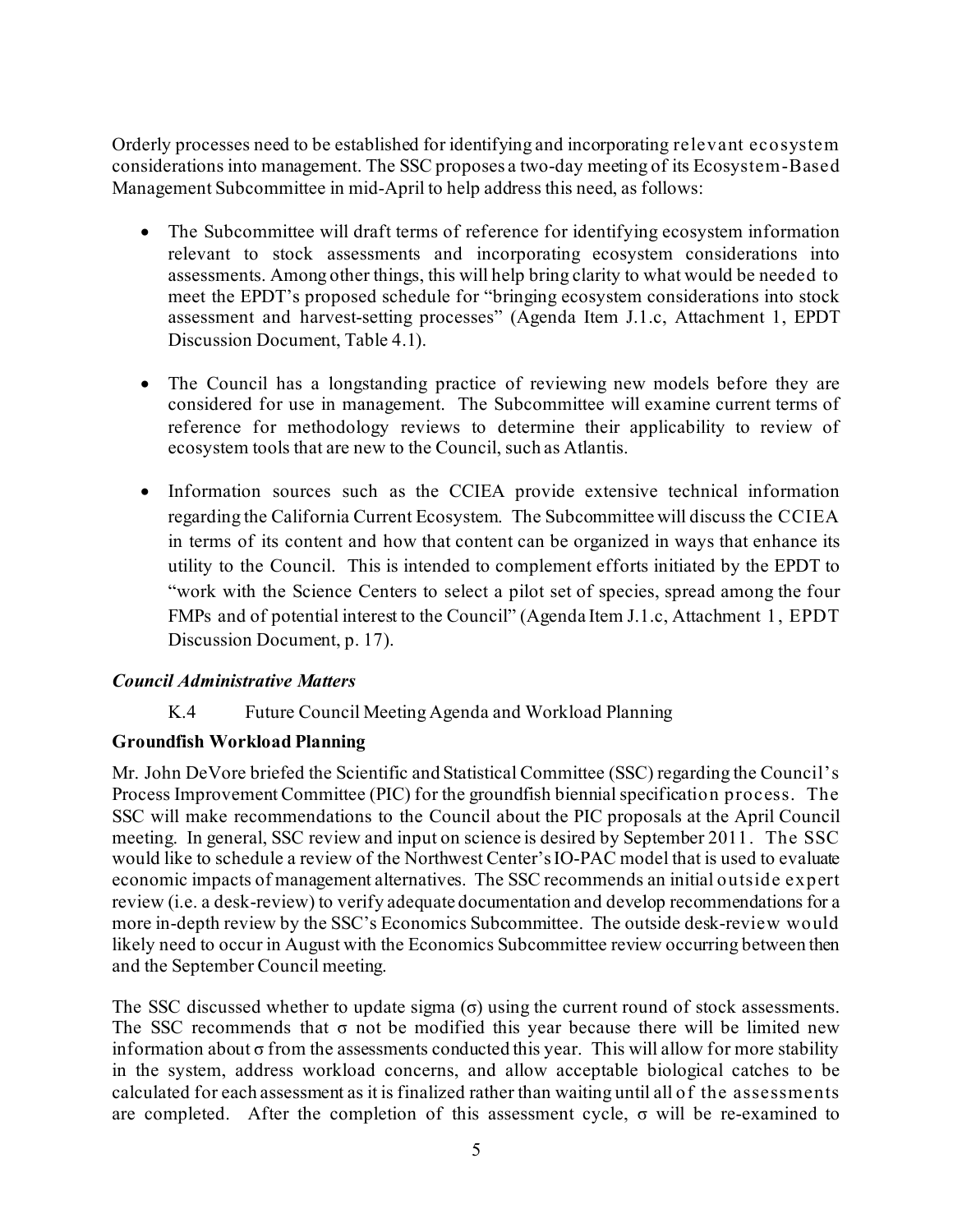Orderly processes need to be established for identifying and incorporating relevant ecosystem considerations into management. The SSC proposes a two-day meeting of its Ecosystem-Based Management Subcommittee in mid-April to help address this need, as follows:

- The Subcommittee will draft terms of reference for identifying ecosystem information relevant to stock assessments and incorporating ecosystem considerations into assessments. Among other things, this will help bring clarity to what would be needed to meet the EPDT's proposed schedule for "bringing ecosystem considerations into stock assessment and harvest-setting processes" (Agenda Item J.1.c, Attachment 1, EPDT Discussion Document, Table 4.1).

- The Council has a longstanding practice of reviewing new models before they are considered for use in management. The Subcommittee will examine current terms of reference for methodology reviews to determine their applicability to review of ecosystem tools that are new to the Council, such as Atlantis.

- Information sources such as the CCIEA provide extensive technical information regarding the California Current Ecosystem. The Subcommittee will discuss the CCIEA in terms of its content and how that content can be organized in ways that enhance its utility to the Council. This is intended to complement efforts initiated by the EPDT to "work with the Science Centers to select a pilot set of species, spread among the four FMPs and of potential interest to the Council" (Agenda Item J.1.c, Attachment 1, EPDT Discussion Document, p. 17).

### *Council Administrative Matters*

K.4 Future Council Meeting Agenda and Workload Planning

**Groundfish Workload Planning**

Mr. John DeVore briefed the Scientific and Statistical Committee (SSC) regarding the Council's Process Improvement Committee (PIC) for the groundfish biennial specification process. The SSC will make recommendations to the Council about the PIC proposals at the April Council meeting. In general, SSC review and input on science is desired by September 2011. The SSC would like to schedule a review of the Northwest Center's IO-PAC model that is used to evaluate economic impacts of management alternatives. The SSC recommends an initial outside expert review (i.e. a desk-review) to verify adequate documentation and develop recommendations for a more in-depth review by the SSC's Economics Subcommittee. The outside desk-review would likely need to occur in August with the Economics Subcommittee review occurring between then and the September Council meeting.

The SSC discussed whether to update sigma ($\sigma$) using the current round of stock assessments. The SSC recommends that $\sigma$ not be modified this year because there will be limited new information about $\sigma$ from the assessments conducted this year. This will allow for more stability in the system, address workload concerns, and allow acceptable biological catches to be calculated for each assessment as it is finalized rather than waiting until all of the assessments are completed. After the completion of this assessment cycle, $\sigma$ will be re-examined to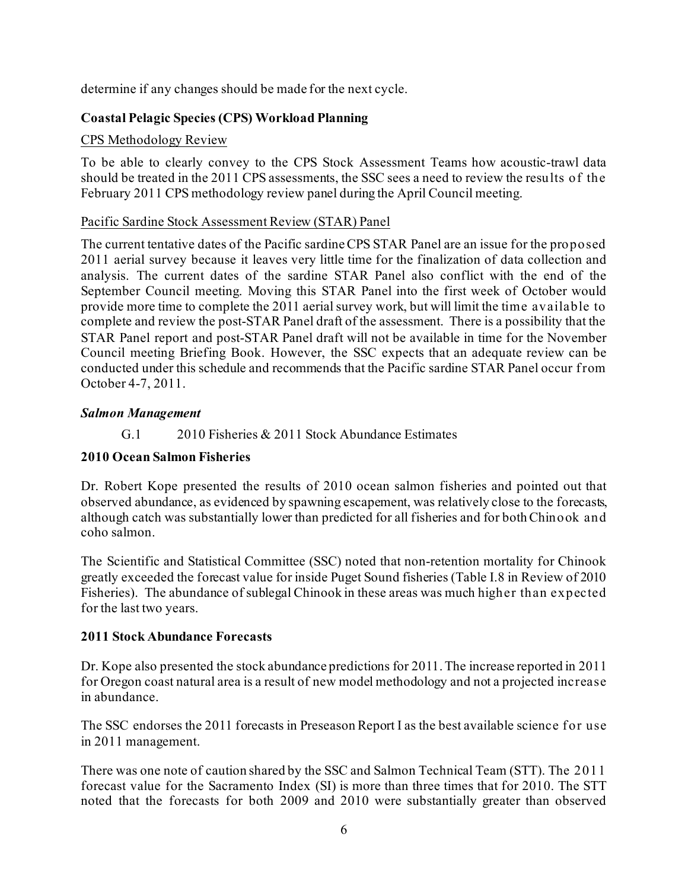determine if any changes should be made for the next cycle.

**Coastal Pelagic Species (CPS) Workload Planning**

CPS Methodology Review

To be able to clearly convey to the CPS Stock Assessment Teams how acoustic-trawl data should be treated in the 2011 CPS assessments, the SSC sees a need to review the results of the February 2011 CPS methodology review panel during the April Council meeting.

Pacific Sardine Stock Assessment Review (STAR) Panel

The current tentative dates of the Pacific sardine CPS STAR Panel are an issue for the proposed 2011 aerial survey because it leaves very little time for the finalization of data collection and analysis. The current dates of the sardine STAR Panel also conflict with the end of the September Council meeting. Moving this STAR Panel into the first week of October would provide more time to complete the 2011 aerial survey work, but will limit the time available to complete and review the post-STAR Panel draft of the assessment. There is a possibility that the STAR Panel report and post-STAR Panel draft will not be available in time for the November Council meeting Briefing Book. However, the SSC expects that an adequate review can be conducted under this schedule and recommends that the Pacific sardine STAR Panel occur from October 4-7, 2011.

***Salmon Management***

G.1 2010 Fisheries & 2011 Stock Abundance Estimates

**2010 Ocean Salmon Fisheries**

Dr. Robert Kope presented the results of 2010 ocean salmon fisheries and pointed out that observed abundance, as evidenced by spawning escapement, was relatively close to the forecasts, although catch was substantially lower than predicted for all fisheries and for both Chinook and coho salmon.

The Scientific and Statistical Committee (SSC) noted that non-retention mortality for Chinook greatly exceeded the forecast value for inside Puget Sound fisheries (Table I.8 in Review of 2010 Fisheries). The abundance of sublegal Chinook in these areas was much higher than expected for the last two years.

**2011 Stock Abundance Forecasts**

Dr. Kope also presented the stock abundance predictions for 2011. The increase reported in 2011 for Oregon coast natural area is a result of new model methodology and not a projected increase in abundance.

The SSC endorses the 2011 forecasts in Preseason Report I as the best available science for use in 2011 management.

There was one note of caution shared by the SSC and Salmon Technical Team (STT). The 2011 forecast value for the Sacramento Index (SI) is more than three times that for 2010. The STT noted that the forecasts for both 2009 and 2010 were substantially greater than observed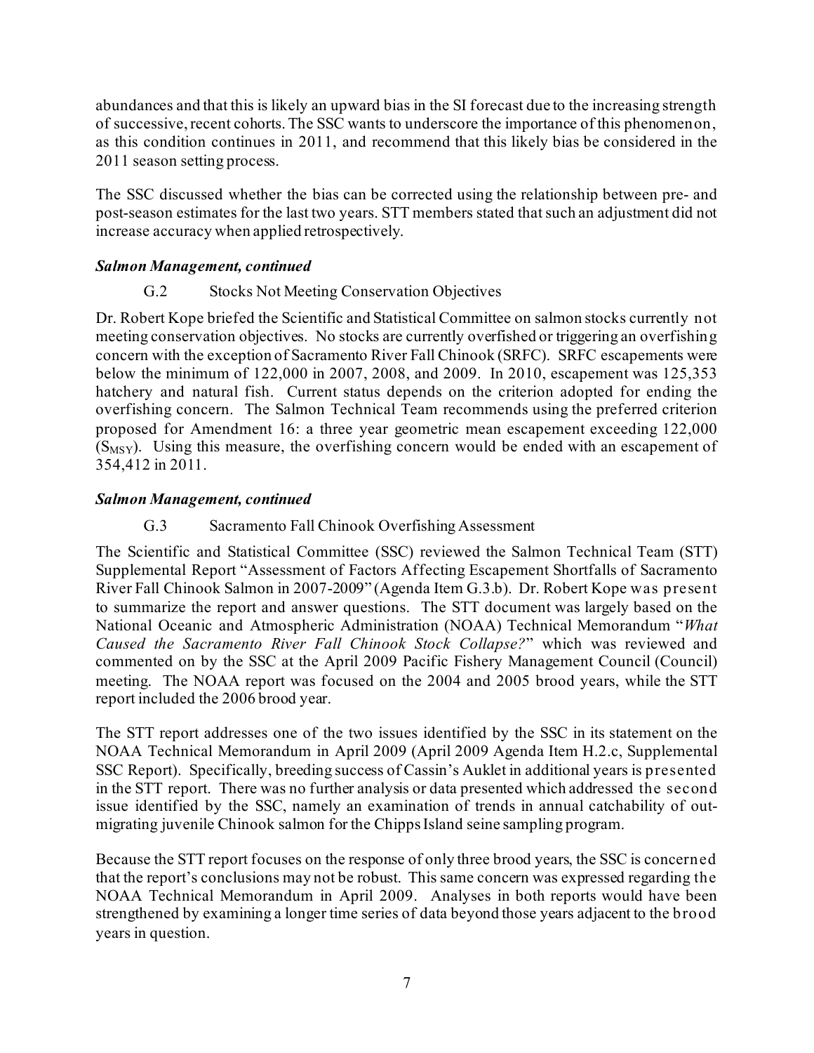abundances and that this is likely an upward bias in the SI forecast due to the increasing strength of successive, recent cohorts. The SSC wants to underscore the importance of this phenomenon, as this condition continues in 2011, and recommend that this likely bias be considered in the 2011 season setting process.

The SSC discussed whether the bias can be corrected using the relationship between pre- and post-season estimates for the last two years. STT members stated that such an adjustment did not increase accuracy when applied retrospectively.

***Salmon Management, continued***

G.2 Stocks Not Meeting Conservation Objectives

Dr. Robert Kope briefed the Scientific and Statistical Committee on salmon stocks currently not meeting conservation objectives. No stocks are currently overfished or triggering an overfishing concern with the exception of Sacramento River Fall Chinook (SRFC). SRFC escapements were below the minimum of 122,000 in 2007, 2008, and 2009. In 2010, escapement was 125,353 hatchery and natural fish. Current status depends on the criterion adopted for ending the overfishing concern. The Salmon Technical Team recommends using the preferred criterion proposed for Amendment 16: a three year geometric mean escapement exceeding 122,000 ($S_{MSY}$). Using this measure, the overfishing concern would be ended with an escapement of 354,412 in 2011.

***Salmon Management, continued***

G.3 Sacramento Fall Chinook Overfishing Assessment

The Scientific and Statistical Committee (SSC) reviewed the Salmon Technical Team (STT) Supplemental Report "Assessment of Factors Affecting Escapement Shortfalls of Sacramento River Fall Chinook Salmon in 2007-2009" (Agenda Item G.3.b). Dr. Robert Kope was present to summarize the report and answer questions. The STT document was largely based on the National Oceanic and Atmospheric Administration (NOAA) Technical Memorandum "*What Caused the Sacramento River Fall Chinook Stock Collapse?*" which was reviewed and commented on by the SSC at the April 2009 Pacific Fishery Management Council (Council) meeting. The NOAA report was focused on the 2004 and 2005 brood years, while the STT report included the 2006 brood year.

The STT report addresses one of the two issues identified by the SSC in its statement on the NOAA Technical Memorandum in April 2009 (April 2009 Agenda Item H.2.c, Supplemental SSC Report). Specifically, breeding success of Cassin's Auklet in additional years is presented in the STT report. There was no further analysis or data presented which addressed the second issue identified by the SSC, namely an examination of trends in annual catchability of out-migrating juvenile Chinook salmon for the Chipps Island seine sampling program.

Because the STT report focuses on the response of only three brood years, the SSC is concerned that the report's conclusions may not be robust. This same concern was expressed regarding the NOAA Technical Memorandum in April 2009. Analyses in both reports would have been strengthened by examining a longer time series of data beyond those years adjacent to the brood years in question.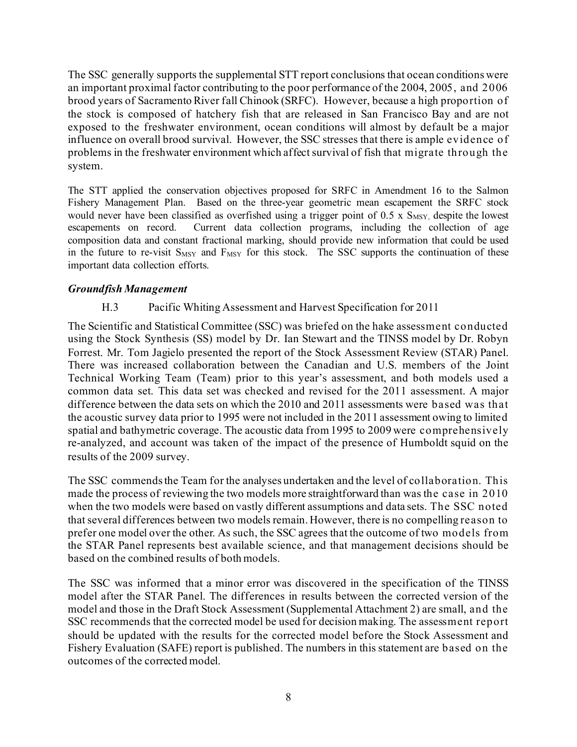The SSC generally supports the supplemental STT report conclusions that ocean conditions were an important proximal factor contributing to the poor performance of the 2004, 2005, and 2006 brood years of Sacramento River fall Chinook (SRFC). However, because a high proportion of the stock is composed of hatchery fish that are released in San Francisco Bay and are not exposed to the freshwater environment, ocean conditions will almost by default be a major influence on overall brood survival. However, the SSC stresses that there is ample evidence of problems in the freshwater environment which affect survival of fish that migrate through the system.

The STT applied the conservation objectives proposed for SRFC in Amendment 16 to the Salmon Fishery Management Plan. Based on the three-year geometric mean escapement the SRFC stock would never have been classified as overfished using a trigger point of 0.5 x $S_{MSY}$, despite the lowest escapements on record. Current data collection programs, including the collection of age composition data and constant fractional marking, should provide new information that could be used in the future to re-visit $S_{MSY}$ and $F_{MSY}$ for this stock. The SSC supports the continuation of these important data collection efforts.

### *Groundfish Management*

H.3 Pacific Whiting Assessment and Harvest Specification for 2011

The Scientific and Statistical Committee (SSC) was briefed on the hake assessment conducted using the Stock Synthesis (SS) model by Dr. Ian Stewart and the TINSS model by Dr. Robyn Forrest. Mr. Tom Jagielo presented the report of the Stock Assessment Review (STAR) Panel. There was increased collaboration between the Canadian and U.S. members of the Joint Technical Working Team (Team) prior to this year's assessment, and both models used a common data set. This data set was checked and revised for the 2011 assessment. A major difference between the data sets on which the 2010 and 2011 assessments were based was that the acoustic survey data prior to 1995 were not included in the 2011 assessment owing to limited spatial and bathymetric coverage. The acoustic data from 1995 to 2009 were comprehensively re-analyzed, and account was taken of the impact of the presence of Humboldt squid on the results of the 2009 survey.

The SSC commends the Team for the analyses undertaken and the level of collaboration. This made the process of reviewing the two models more straightforward than was the case in 2010 when the two models were based on vastly different assumptions and data sets. The SSC noted that several differences between two models remain. However, there is no compelling reason to prefer one model over the other. As such, the SSC agrees that the outcome of two models from the STAR Panel represents best available science, and that management decisions should be based on the combined results of both models.

The SSC was informed that a minor error was discovered in the specification of the TINSS model after the STAR Panel. The differences in results between the corrected version of the model and those in the Draft Stock Assessment (Supplemental Attachment 2) are small, and the SSC recommends that the corrected model be used for decision making. The assessment report should be updated with the results for the corrected model before the Stock Assessment and Fishery Evaluation (SAFE) report is published. The numbers in this statement are based on the outcomes of the corrected model.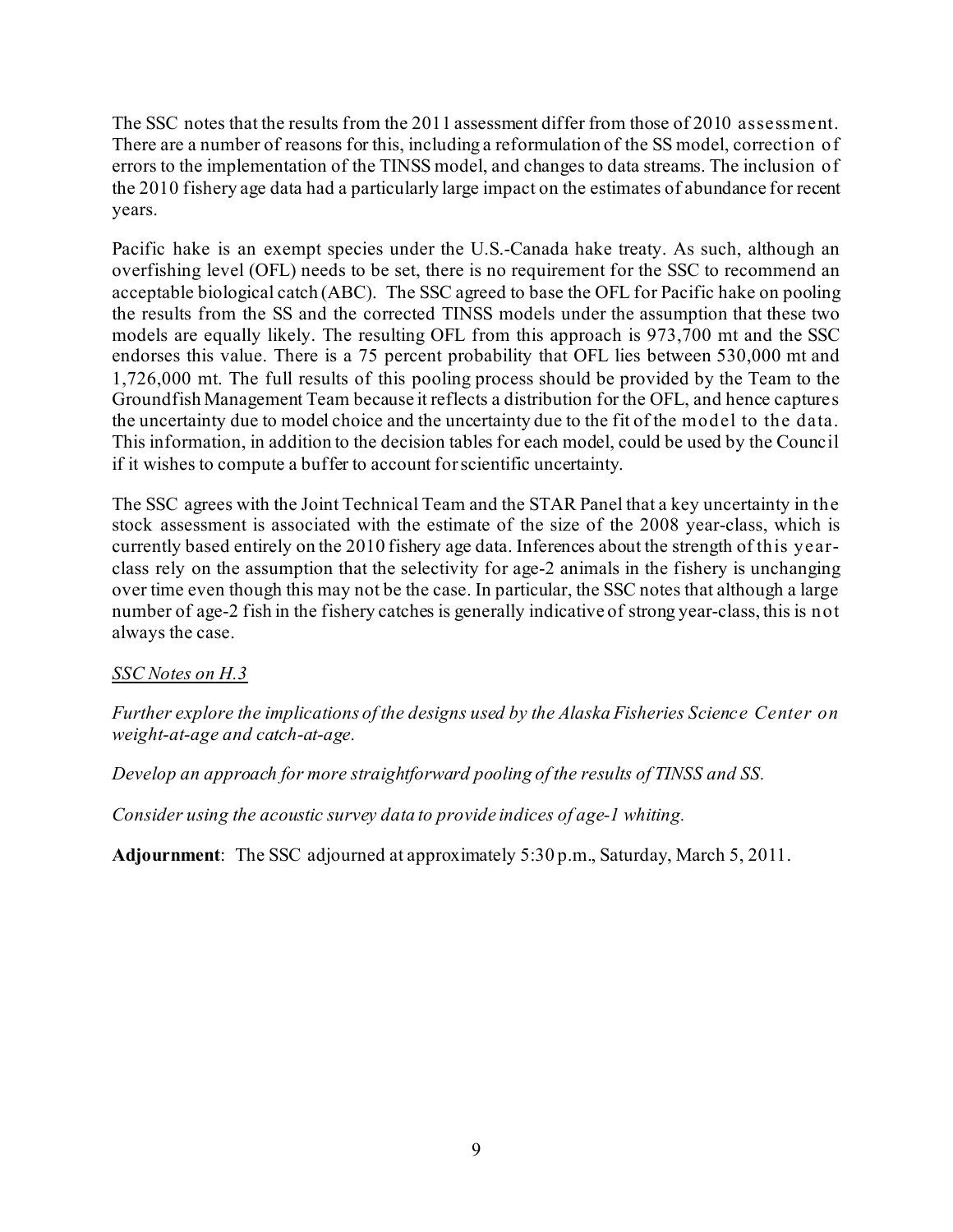The SSC notes that the results from the 2011 assessment differ from those of 2010 assessment. There are a number of reasons for this, including a reformulation of the SS model, correction of errors to the implementation of the TINSS model, and changes to data streams. The inclusion of the 2010 fishery age data had a particularly large impact on the estimates of abundance for recent years.

Pacific hake is an exempt species under the U.S.-Canada hake treaty. As such, although an overfishing level (OFL) needs to be set, there is no requirement for the SSC to recommend an acceptable biological catch (ABC). The SSC agreed to base the OFL for Pacific hake on pooling the results from the SS and the corrected TINSS models under the assumption that these two models are equally likely. The resulting OFL from this approach is 973,700 mt and the SSC endorses this value. There is a 75 percent probability that OFL lies between 530,000 mt and 1,726,000 mt. The full results of this pooling process should be provided by the Team to the Groundfish Management Team because it reflects a distribution for the OFL, and hence captures the uncertainty due to model choice and the uncertainty due to the fit of the model to the data. This information, in addition to the decision tables for each model, could be used by the Council if it wishes to compute a buffer to account for scientific uncertainty.

The SSC agrees with the Joint Technical Team and the STAR Panel that a key uncertainty in the stock assessment is associated with the estimate of the size of the 2008 year-class, which is currently based entirely on the 2010 fishery age data. Inferences about the strength of this year-class rely on the assumption that the selectivity for age-2 animals in the fishery is unchanging over time even though this may not be the case. In particular, the SSC notes that although a large number of age-2 fish in the fishery catches is generally indicative of strong year-class, this is not always the case.

*SSC Notes on H.3*

*Further explore the implications of the designs used by the Alaska Fisheries Science Center on weight-at-age and catch-at-age.*

*Develop an approach for more straightforward pooling of the results of TINSS and SS.*

*Consider using the acoustic survey data to provide indices of age-1 whiting.*

**Adjournment**: The SSC adjourned at approximately 5:30 p.m., Saturday, March 5, 2011.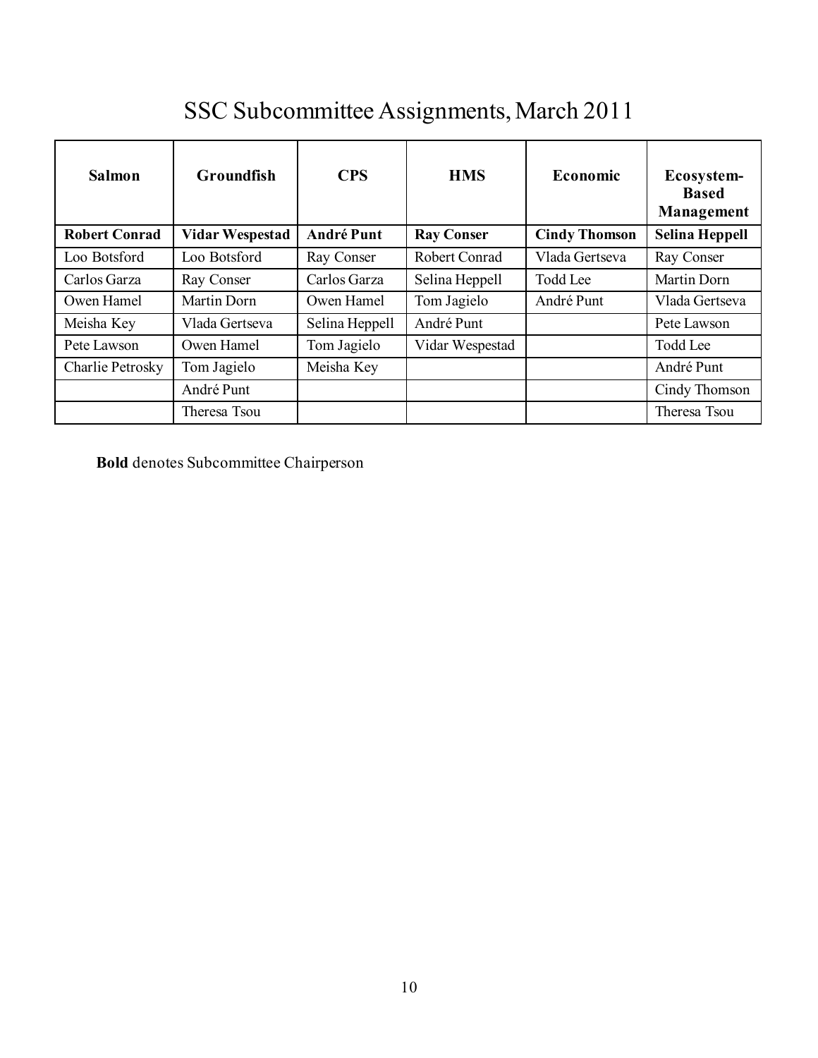# SSC Subcommittee Assignments, March 2011

| **Salmon** | **Groundfish** | **CPS** | **HMS** | **Economic** | **Ecosystem-Based Management** |
|---|---|---|---|---|---|
| **Robert Conrad** | **Vidar Wespestad** | **André Punt** | **Ray Conser** | **Cindy Thomson** | **Selina Heppell** |
| Loo Botsford | Loo Botsford | Ray Conser | Robert Conrad | Vlada Gertseva | Ray Conser |
| Carlos Garza | Ray Conser | Carlos Garza | Selina Heppell | Todd Lee | Martin Dorn |
| Owen Hamel | Martin Dorn | Owen Hamel | Tom Jagielo | André Punt | Vlada Gertseva |
| Meisha Key | Vlada Gertseva | Selina Heppell | André Punt | | Pete Lawson |
| Pete Lawson | Owen Hamel | Tom Jagielo | Vidar Wespestad | | Todd Lee |
| Charlie Petrosky | Tom Jagielo | Meisha Key | | | André Punt |
| | André Punt | | | | Cindy Thomson |
| | Theresa Tsou | | | | Theresa Tsou |

**Bold** denotes Subcommittee Chairperson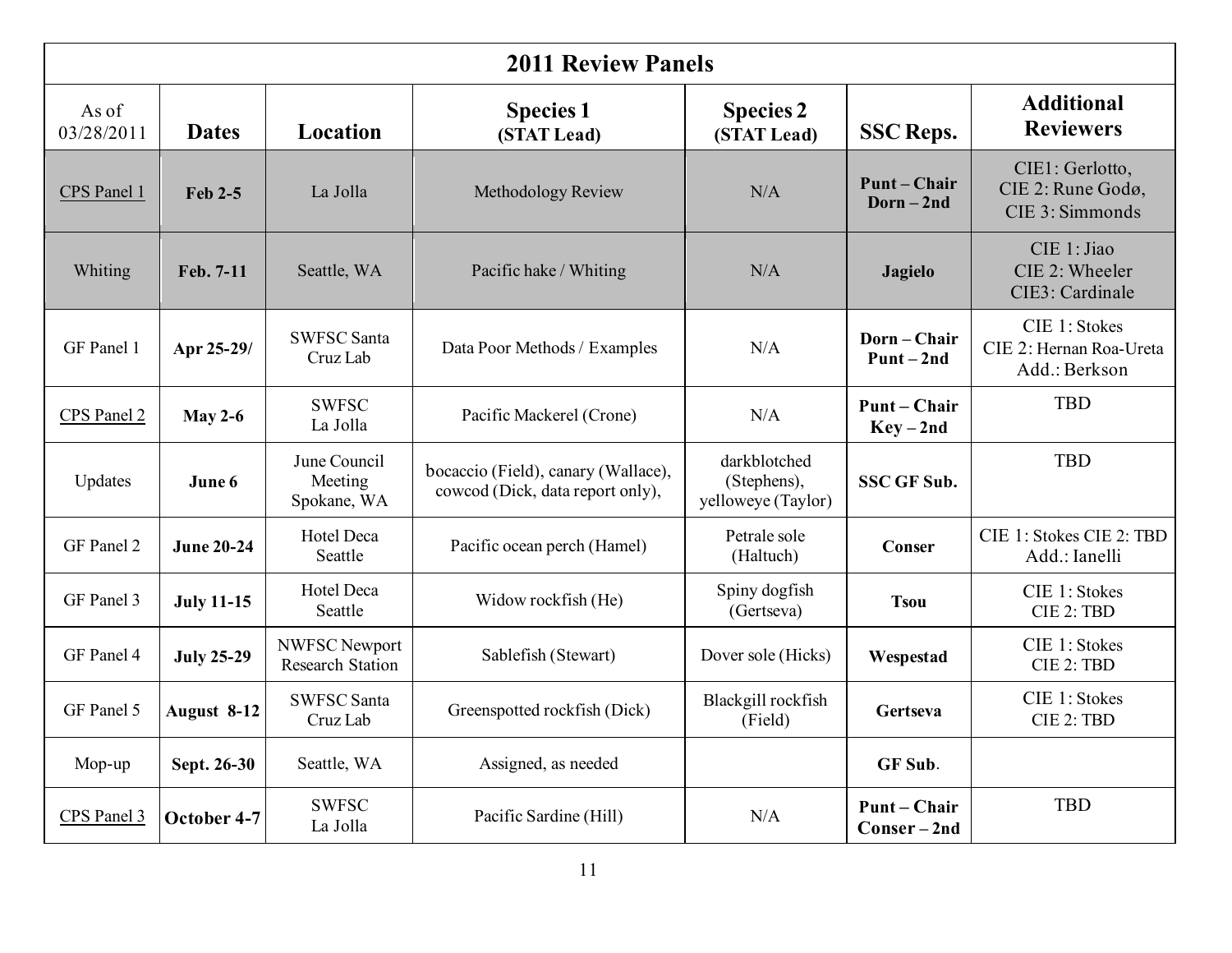| 2011 Review Panels | | | | | | |
|---|---|---|---|---|---|---|
| As of 03/28/2011 | **Dates** | **Location** | **Species 1 (STAT Lead)** | **Species 2 (STAT Lead)** | **SSC Reps.** | **Additional Reviewers** |
| CPS Panel 1 | **Feb 2-5** | La Jolla | Methodology Review | N/A | **Punt – Chair Dorn – 2nd** | CIE1: Gerlotto, CIE 2: Rune Godø, CIE 3: Simmonds |
| Whiting | **Feb. 7-11** | Seattle, WA | Pacific hake / Whiting | N/A | **Jagielo** | CIE 1: Jiao CIE 2: Wheeler CIE3: Cardinale |
| GF Panel 1 | **Apr 25-29/** | SWFSC Santa Cruz Lab | Data Poor Methods / Examples | N/A | **Dorn – Chair Punt – 2nd** | CIE 1: Stokes CIE 2: Hernan Roa-Ureta Add.: Berkson |
| CPS Panel 2 | **May 2-6** | SWFSC La Jolla | Pacific Mackerel (Crone) | N/A | **Punt – Chair Key – 2nd** | TBD |
| Updates | **June 6** | June Council Meeting Spokane, WA | bocaccio (Field), canary (Wallace), cowcod (Dick, data report only), | darkblotched (Stephens), yelloweye (Taylor) | **SSC GF Sub.** | TBD |
| GF Panel 2 | **June 20-24** | Hotel Deca Seattle | Pacific ocean perch (Hamel) | Petrale sole (Haltuch) | **Conser** | CIE 1: Stokes CIE 2: TBD Add.: Ianelli |
| GF Panel 3 | **July 11-15** | Hotel Deca Seattle | Widow rockfish (He) | Spiny dogfish (Gertseva) | **Tsou** | CIE 1: Stokes CIE 2: TBD |
| GF Panel 4 | **July 25-29** | NWFSC Newport Research Station | Sablefish (Stewart) | Dover sole (Hicks) | **Wespestad** | CIE 1: Stokes CIE 2: TBD |
| GF Panel 5 | **August 8-12** | SWFSC Santa Cruz Lab | Greenspotted rockfish (Dick) | Blackgill rockfish (Field) | **Gertseva** | CIE 1: Stokes CIE 2: TBD |
| Mop-up | **Sept. 26-30** | Seattle, WA | Assigned, as needed | | **GF Sub.** | |
| CPS Panel 3 | **October 4-7** | SWFSC La Jolla | Pacific Sardine (Hill) | N/A | **Punt – Chair Conser – 2nd** | TBD |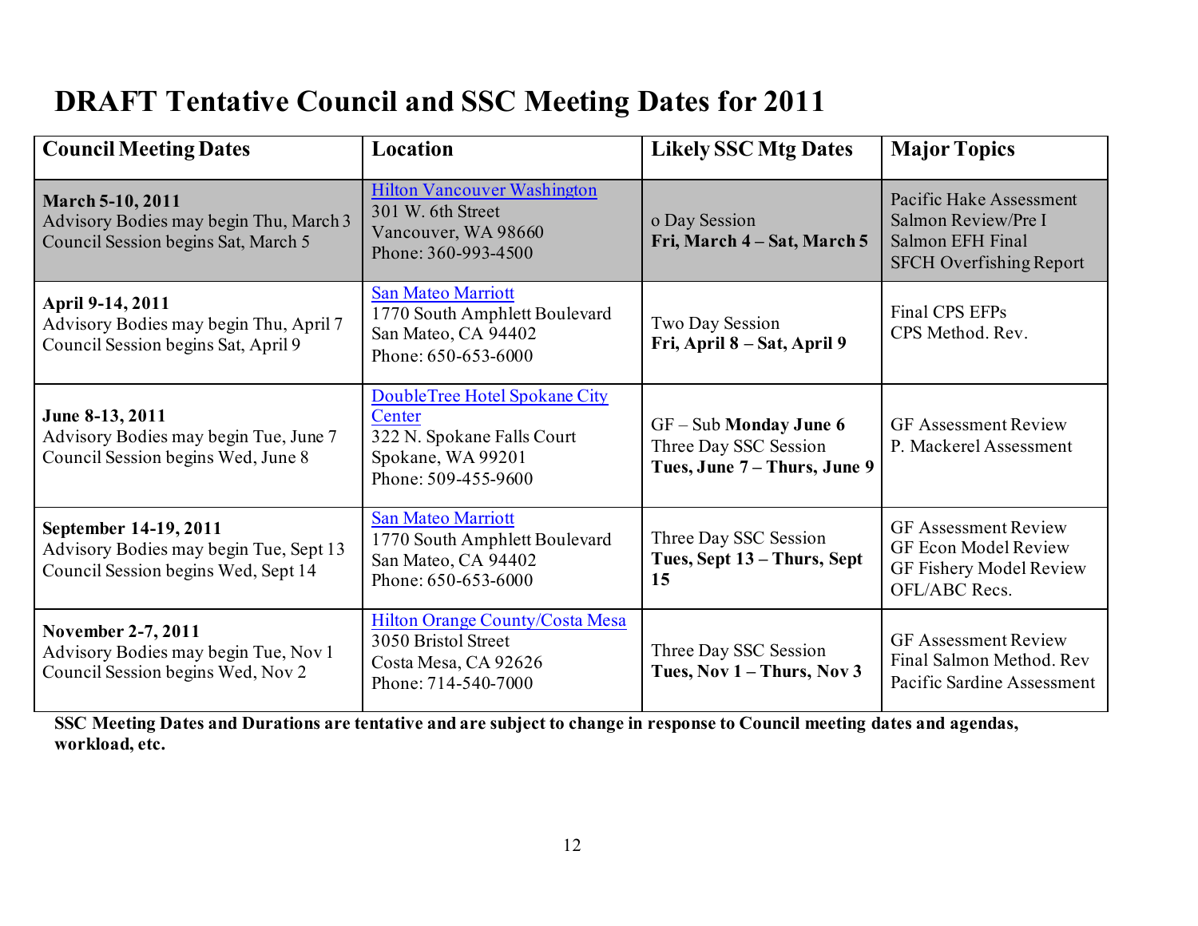# DRAFT Tentative Council and SSC Meeting Dates for 2011

| Council Meeting Dates | Location | Likely SSC Mtg Dates | Major Topics |
|---|---|---|---|
| **March 5-10, 2011**<br>Advisory Bodies may begin Thu, March 3<br>Council Session begins Sat, March 5 | [Hilton Vancouver Washington]<br>301 W. 6th Street<br>Vancouver, WA 98660<br>Phone: 360-993-4500 | o Day Session<br>**Fri, March 4 – Sat, March 5** | Pacific Hake Assessment<br>Salmon Review/Pre I<br>Salmon EFH Final<br>SFCH Overfishing Report |
| **April 9-14, 2011**<br>Advisory Bodies may begin Thu, April 7<br>Council Session begins Sat, April 9 | [San Mateo Marriott]<br>1770 South Amphlett Boulevard<br>San Mateo, CA 94402<br>Phone: 650-653-6000 | Two Day Session<br>**Fri, April 8 – Sat, April 9** | Final CPS EFPs<br>CPS Method. Rev. |
| **June 8-13, 2011**<br>Advisory Bodies may begin Tue, June 7<br>Council Session begins Wed, June 8 | [DoubleTree Hotel Spokane City Center]<br>322 N. Spokane Falls Court<br>Spokane, WA 99201<br>Phone: 509-455-9600 | GF – Sub **Monday June 6**<br>Three Day SSC Session<br>**Tues, June 7 – Thurs, June 9** | GF Assessment Review<br>P. Mackerel Assessment |
| **September 14-19, 2011**<br>Advisory Bodies may begin Tue, Sept 13<br>Council Session begins Wed, Sept 14 | [San Mateo Marriott]<br>1770 South Amphlett Boulevard<br>San Mateo, CA 94402<br>Phone: 650-653-6000 | Three Day SSC Session<br>**Tues, Sept 13 – Thurs, Sept 15** | GF Assessment Review<br>GF Econ Model Review<br>GF Fishery Model Review<br>OFL/ABC Recs. |
| **November 2-7, 2011**<br>Advisory Bodies may begin Tue, Nov 1<br>Council Session begins Wed, Nov 2 | [Hilton Orange County/Costa Mesa]<br>3050 Bristol Street<br>Costa Mesa, CA 92626<br>Phone: 714-540-7000 | Three Day SSC Session<br>**Tues, Nov 1 – Thurs, Nov 3** | GF Assessment Review<br>Final Salmon Method. Rev<br>Pacific Sardine Assessment |

**SSC Meeting Dates and Durations are tentative and are subject to change in response to Council meeting dates and agendas, workload, etc.**